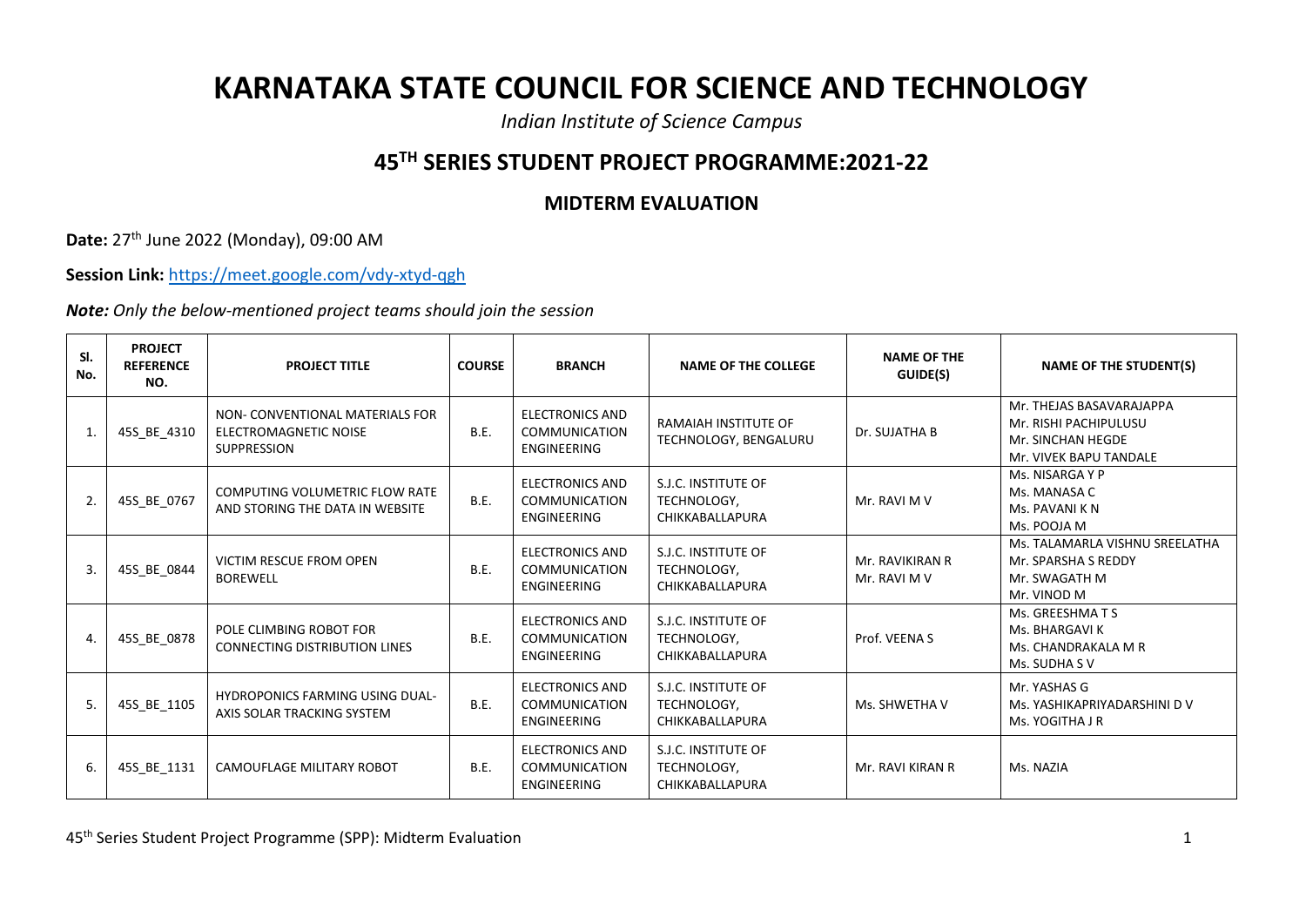# KARNATAKA STATE COUNCIL FOR SCIENCE AND TECHNOLOGY

*Indian Institute of Science Campus*

## 45TH SERIES STUDENT PROJECT PROGRAMME:2021-22

### MIDTERM EVALUATION

**Date:** 27th June 2022 (Monday), 09:00 AM

**Session Link:** https://meet.google.com/vdy-xtyd-qgh

***Note:** Only the below-mentioned project teams should join the session*

| Sl. No. | PROJECT REFERENCE NO. | PROJECT TITLE | COURSE | BRANCH | NAME OF THE COLLEGE | NAME OF THE GUIDE(S) | NAME OF THE STUDENT(S) |
|---|---|---|---|---|---|---|---|
| 1. | 45S_BE_4310 | NON- CONVENTIONAL MATERIALS FOR ELECTROMAGNETIC NOISE SUPPRESSION | B.E. | ELECTRONICS AND COMMUNICATION ENGINEERING | RAMAIAH INSTITUTE OF TECHNOLOGY, BENGALURU | Dr. SUJATHA B | Mr. THEJAS BASAVARAJAPPA<br>Mr. RISHI PACHIPULUSU<br>Mr. SINCHAN HEGDE<br>Mr. VIVEK BAPU TANDALE |
| 2. | 45S_BE_0767 | COMPUTING VOLUMETRIC FLOW RATE AND STORING THE DATA IN WEBSITE | B.E. | ELECTRONICS AND COMMUNICATION ENGINEERING | S.J.C. INSTITUTE OF TECHNOLOGY, CHIKKABALLAPURA | Mr. RAVI M V | Ms. NISARGA Y P<br>Ms. MANASA C<br>Ms. PAVANI K N<br>Ms. POOJA M |
| 3. | 45S_BE_0844 | VICTIM RESCUE FROM OPEN BOREWELL | B.E. | ELECTRONICS AND COMMUNICATION ENGINEERING | S.J.C. INSTITUTE OF TECHNOLOGY, CHIKKABALLAPURA | Mr. RAVIKIRAN R<br>Mr. RAVI M V | Ms. TALAMARLA VISHNU SREELATHA<br>Mr. SPARSHA S REDDY<br>Mr. SWAGATH M<br>Mr. VINOD M |
| 4. | 45S_BE_0878 | POLE CLIMBING ROBOT FOR CONNECTING DISTRIBUTION LINES | B.E. | ELECTRONICS AND COMMUNICATION ENGINEERING | S.J.C. INSTITUTE OF TECHNOLOGY, CHIKKABALLAPURA | Prof. VEENA S | Ms. GREESHMA T S<br>Ms. BHARGAVI K<br>Ms. CHANDRAKALA M R<br>Ms. SUDHA S V |
| 5. | 45S_BE_1105 | HYDROPONICS FARMING USING DUAL-AXIS SOLAR TRACKING SYSTEM | B.E. | ELECTRONICS AND COMMUNICATION ENGINEERING | S.J.C. INSTITUTE OF TECHNOLOGY, CHIKKABALLAPURA | Ms. SHWETHA V | Mr. YASHAS G<br>Ms. YASHIKAPRIYADARSHINI D V<br>Ms. YOGITHA J R |
| 6. | 45S_BE_1131 | CAMOUFLAGE MILITARY ROBOT | B.E. | ELECTRONICS AND COMMUNICATION ENGINEERING | S.J.C. INSTITUTE OF TECHNOLOGY, CHIKKABALLAPURA | Mr. RAVI KIRAN R | Ms. NAZIA |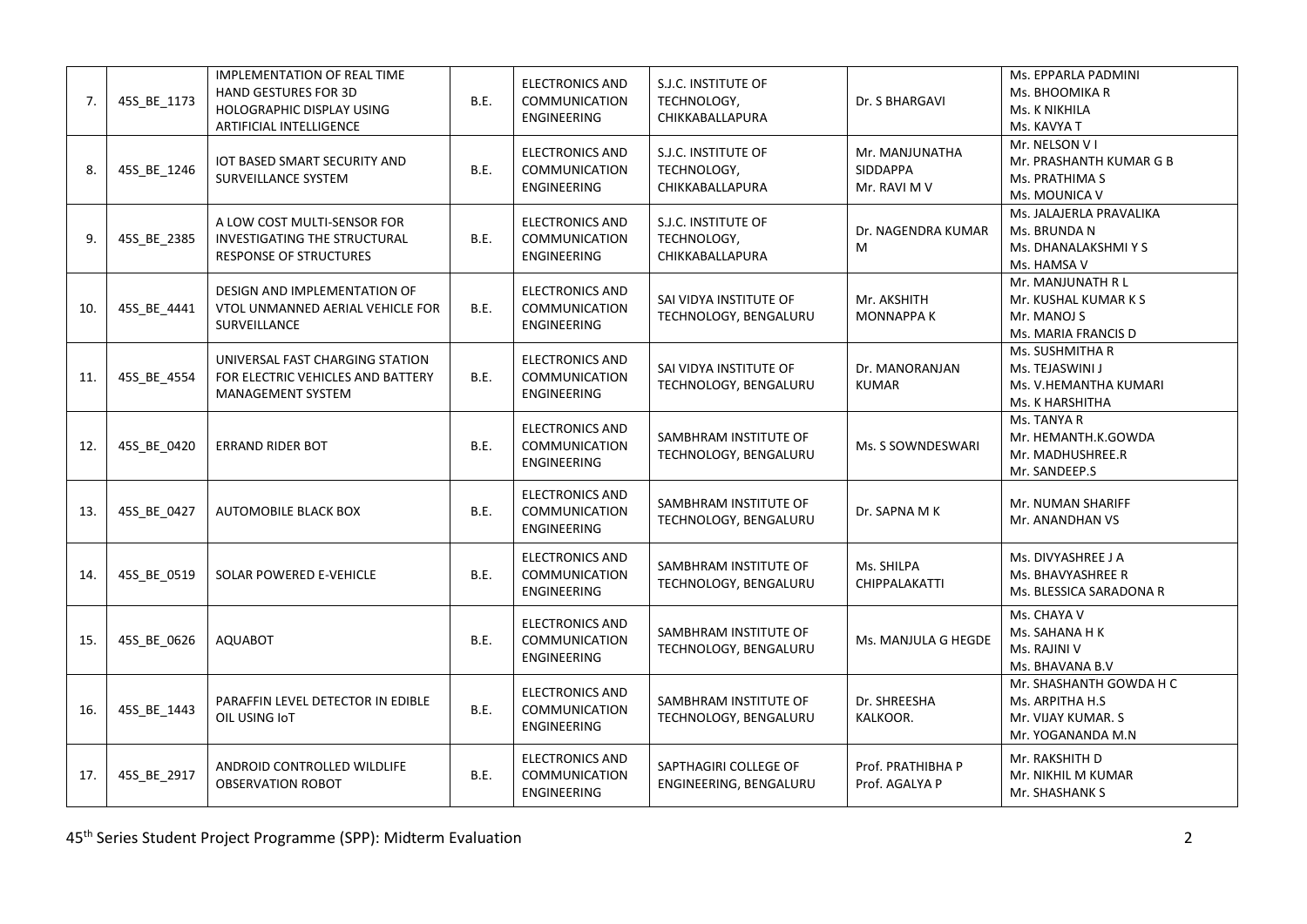| 7. | 45S_BE_1173 | IMPLEMENTATION OF REAL TIME HAND GESTURES FOR 3D HOLOGRAPHIC DISPLAY USING ARTIFICIAL INTELLIGENCE | B.E. | ELECTRONICS AND COMMUNICATION ENGINEERING | S.J.C. INSTITUTE OF TECHNOLOGY, CHIKKABALLAPURA | Dr. S BHARGAVI | Ms. EPPARLA PADMINI<br>Ms. BHOOMIKA R<br>Ms. K NIKHILA<br>Ms. KAVYA T |
|---|---|---|---|---|---|---|---|
| 8. | 45S_BE_1246 | IOT BASED SMART SECURITY AND SURVEILLANCE SYSTEM | B.E. | ELECTRONICS AND COMMUNICATION ENGINEERING | S.J.C. INSTITUTE OF TECHNOLOGY, CHIKKABALLAPURA | Mr. MANJUNATHA SIDDAPPA<br>Mr. RAVI M V | Mr. NELSON V I<br>Mr. PRASHANTH KUMAR G B<br>Ms. PRATHIMA S<br>Ms. MOUNICA V |
| 9. | 45S_BE_2385 | A LOW COST MULTI-SENSOR FOR INVESTIGATING THE STRUCTURAL RESPONSE OF STRUCTURES | B.E. | ELECTRONICS AND COMMUNICATION ENGINEERING | S.J.C. INSTITUTE OF TECHNOLOGY, CHIKKABALLAPURA | Dr. NAGENDRA KUMAR M | Ms. JALAJERLA PRAVALIKA<br>Ms. BRUNDA N<br>Ms. DHANALAKSHMI Y S<br>Ms. HAMSA V |
| 10. | 45S_BE_4441 | DESIGN AND IMPLEMENTATION OF VTOL UNMANNED AERIAL VEHICLE FOR SURVEILLANCE | B.E. | ELECTRONICS AND COMMUNICATION ENGINEERING | SAI VIDYA INSTITUTE OF TECHNOLOGY, BENGALURU | Mr. AKSHITH MONNAPPA K | Mr. MANJUNATH R L<br>Mr. KUSHAL KUMAR K S<br>Mr. MANOJ S<br>Ms. MARIA FRANCIS D |
| 11. | 45S_BE_4554 | UNIVERSAL FAST CHARGING STATION FOR ELECTRIC VEHICLES AND BATTERY MANAGEMENT SYSTEM | B.E. | ELECTRONICS AND COMMUNICATION ENGINEERING | SAI VIDYA INSTITUTE OF TECHNOLOGY, BENGALURU | Dr. MANORANJAN KUMAR | Ms. SUSHMITHA R<br>Ms. TEJASWINI J<br>Ms. V.HEMANTHA KUMARI<br>Ms. K HARSHITHA |
| 12. | 45S_BE_0420 | ERRAND RIDER BOT | B.E. | ELECTRONICS AND COMMUNICATION ENGINEERING | SAMBHRAM INSTITUTE OF TECHNOLOGY, BENGALURU | Ms. S SOWNDESWARI | Ms. TANYA R<br>Mr. HEMANTH.K.GOWDA<br>Mr. MADHUSHREE.R<br>Mr. SANDEEP.S |
| 13. | 45S_BE_0427 | AUTOMOBILE BLACK BOX | B.E. | ELECTRONICS AND COMMUNICATION ENGINEERING | SAMBHRAM INSTITUTE OF TECHNOLOGY, BENGALURU | Dr. SAPNA M K | Mr. NUMAN SHARIFF<br>Mr. ANANDHAN VS |
| 14. | 45S_BE_0519 | SOLAR POWERED E-VEHICLE | B.E. | ELECTRONICS AND COMMUNICATION ENGINEERING | SAMBHRAM INSTITUTE OF TECHNOLOGY, BENGALURU | Ms. SHILPA CHIPPALAKATTI | Ms. DIVYASHREE J A<br>Ms. BHAVYASHREE R<br>Ms. BLESSICA SARADONA R |
| 15. | 45S_BE_0626 | AQUABOT | B.E. | ELECTRONICS AND COMMUNICATION ENGINEERING | SAMBHRAM INSTITUTE OF TECHNOLOGY, BENGALURU | Ms. MANJULA G HEGDE | Ms. CHAYA V<br>Ms. SAHANA H K<br>Ms. RAJINI V<br>Ms. BHAVANA B.V |
| 16. | 45S_BE_1443 | PARAFFIN LEVEL DETECTOR IN EDIBLE OIL USING IoT | B.E. | ELECTRONICS AND COMMUNICATION ENGINEERING | SAMBHRAM INSTITUTE OF TECHNOLOGY, BENGALURU | Dr. SHREESHA KALKOOR. | Mr. SHASHANTH GOWDA H C<br>Ms. ARPITHA H.S<br>Mr. VIJAY KUMAR. S<br>Mr. YOGANANDA M.N |
| 17. | 45S_BE_2917 | ANDROID CONTROLLED WILDLIFE OBSERVATION ROBOT | B.E. | ELECTRONICS AND COMMUNICATION ENGINEERING | SAPTHAGIRI COLLEGE OF ENGINEERING, BENGALURU | Prof. PRATHIBHA P<br>Prof. AGALYA P | Mr. RAKSHITH D<br>Mr. NIKHIL M KUMAR<br>Mr. SHASHANK S |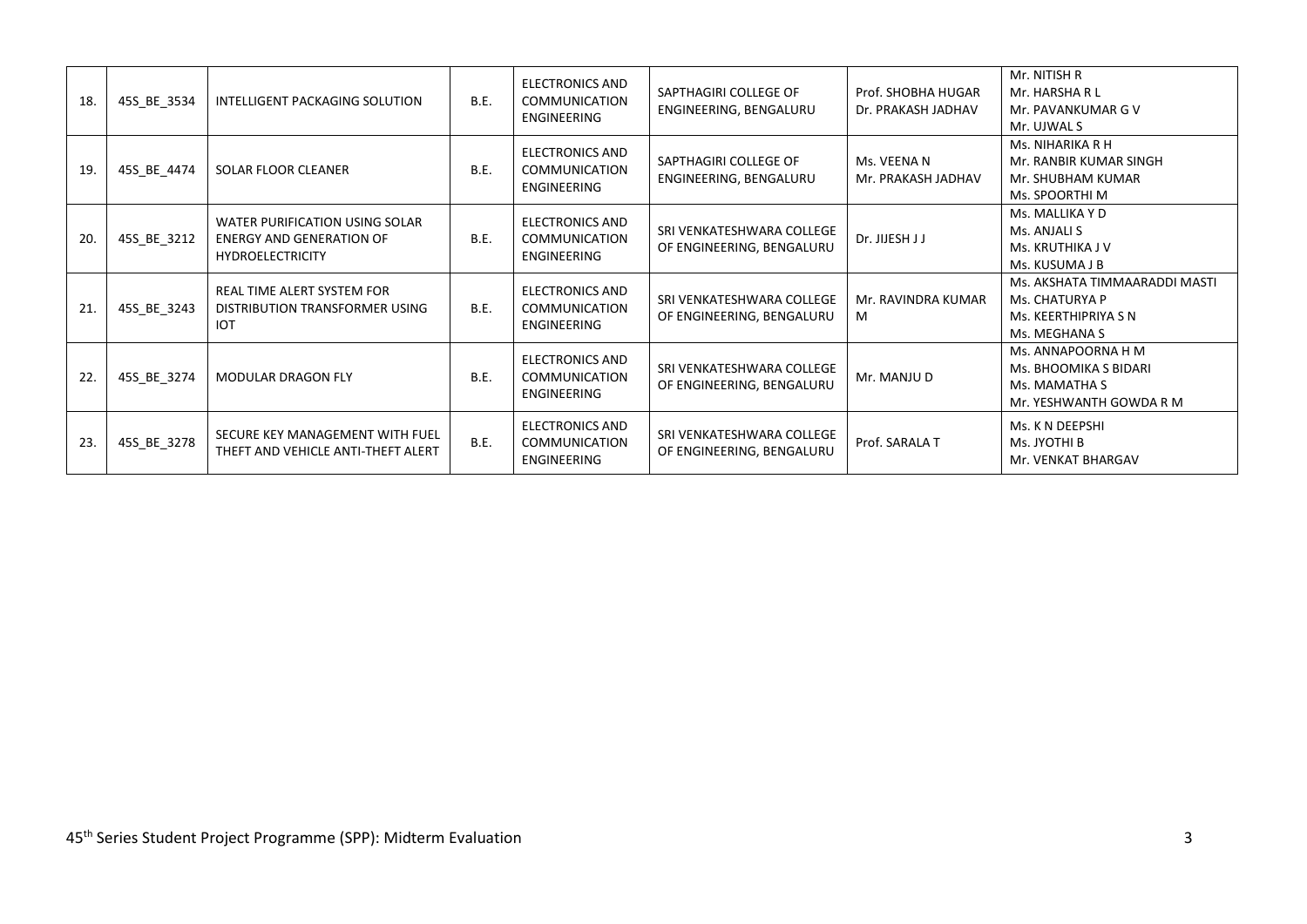| | | | | | | | |
|---|---|---|---|---|---|---|---|
| 18. | 45S_BE_3534 | INTELLIGENT PACKAGING SOLUTION | B.E. | ELECTRONICS AND COMMUNICATION ENGINEERING | SAPTHAGIRI COLLEGE OF ENGINEERING, BENGALURU | Prof. SHOBHA HUGAR<br>Dr. PRAKASH JADHAV | Mr. NITISH R<br>Mr. HARSHA R L<br>Mr. PAVANKUMAR G V<br>Mr. UJWAL S |
| 19. | 45S_BE_4474 | SOLAR FLOOR CLEANER | B.E. | ELECTRONICS AND COMMUNICATION ENGINEERING | SAPTHAGIRI COLLEGE OF ENGINEERING, BENGALURU | Ms. VEENA N<br>Mr. PRAKASH JADHAV | Ms. NIHARIKA R H<br>Mr. RANBIR KUMAR SINGH<br>Mr. SHUBHAM KUMAR<br>Ms. SPOORTHI M |
| 20. | 45S_BE_3212 | WATER PURIFICATION USING SOLAR ENERGY AND GENERATION OF HYDROELECTRICITY | B.E. | ELECTRONICS AND COMMUNICATION ENGINEERING | SRI VENKATESHWARA COLLEGE OF ENGINEERING, BENGALURU | Dr. JIJESH J J | Ms. MALLIKA Y D<br>Ms. ANJALI S<br>Ms. KRUTHIKA J V<br>Ms. KUSUMA J B |
| 21. | 45S_BE_3243 | REAL TIME ALERT SYSTEM FOR DISTRIBUTION TRANSFORMER USING IOT | B.E. | ELECTRONICS AND COMMUNICATION ENGINEERING | SRI VENKATESHWARA COLLEGE OF ENGINEERING, BENGALURU | Mr. RAVINDRA KUMAR M | Ms. AKSHATA TIMMAARADDI MASTI<br>Ms. CHATURYA P<br>Ms. KEERTHIPRIYA S N<br>Ms. MEGHANA S |
| 22. | 45S_BE_3274 | MODULAR DRAGON FLY | B.E. | ELECTRONICS AND COMMUNICATION ENGINEERING | SRI VENKATESHWARA COLLEGE OF ENGINEERING, BENGALURU | Mr. MANJU D | Ms. ANNAPOORNA H M<br>Ms. BHOOMIKA S BIDARI<br>Ms. MAMATHA S<br>Mr. YESHWANTH GOWDA R M |
| 23. | 45S_BE_3278 | SECURE KEY MANAGEMENT WITH FUEL THEFT AND VEHICLE ANTI-THEFT ALERT | B.E. | ELECTRONICS AND COMMUNICATION ENGINEERING | SRI VENKATESHWARA COLLEGE OF ENGINEERING, BENGALURU | Prof. SARALA T | Ms. K N DEEPSHI<br>Ms. JYOTHI B<br>Mr. VENKAT BHARGAV |